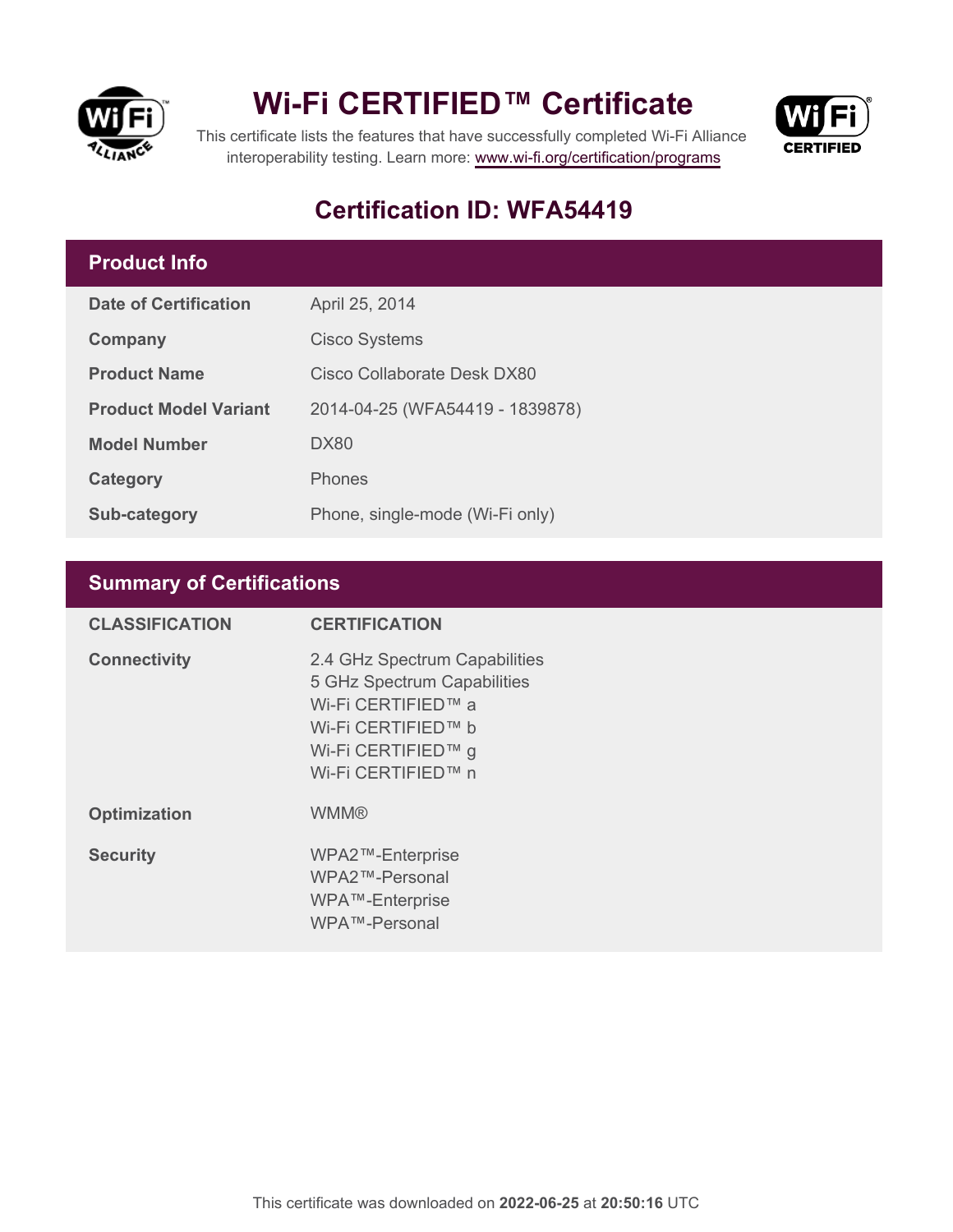# Wi-Fi CERTIFIED™ Certificate

This certificate lists the features that have successfully completed Wi-Fi Alliance interoperability testing. Learn more: www.wi-fi.org/certification/programs

## Certification ID: WFA54419

### Product Info

| | |
|---|---|
| **Date of Certification** | April 25, 2014 |
| **Company** | Cisco Systems |
| **Product Name** | Cisco Collaborate Desk DX80 |
| **Product Model Variant** | 2014-04-25 (WFA54419 - 1839878) |
| **Model Number** | DX80 |
| **Category** | Phones |
| **Sub-category** | Phone, single-mode (Wi-Fi only) |

### Summary of Certifications

| CLASSIFICATION | CERTIFICATION |
|---|---|
| **Connectivity** | 2.4 GHz Spectrum Capabilities<br>5 GHz Spectrum Capabilities<br>Wi-Fi CERTIFIED™ a<br>Wi-Fi CERTIFIED™ b<br>Wi-Fi CERTIFIED™ g<br>Wi-Fi CERTIFIED™ n |
| **Optimization** | WMM® |
| **Security** | WPA2™-Enterprise<br>WPA2™-Personal<br>WPA™-Enterprise<br>WPA™-Personal |

This certificate was downloaded on **2022-06-25** at **20:50:16** UTC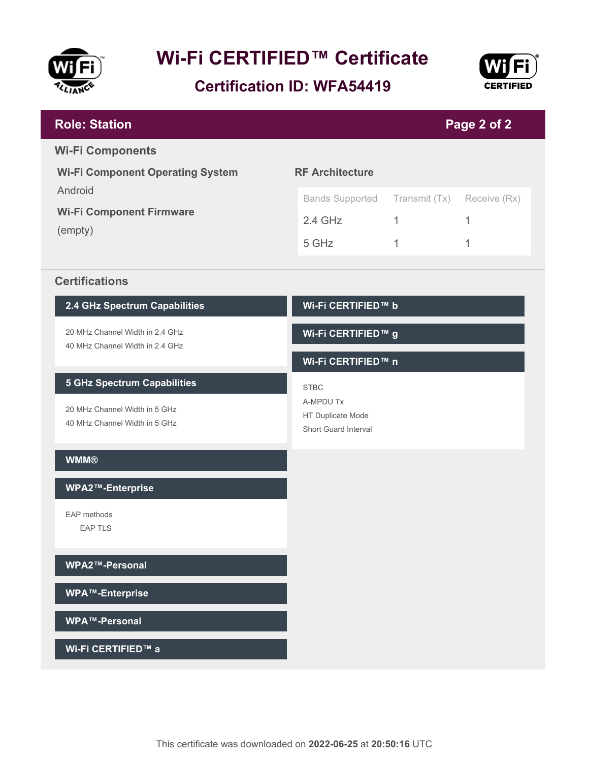# Wi-Fi CERTIFIED™ Certificate

## Certification ID: WFA54419

## Role: Station

### Wi-Fi Components

**Wi-Fi Component Operating System**

Android

**Wi-Fi Component Firmware**

(empty)

**RF Architecture**

| Bands Supported | Transmit (Tx) | Receive (Rx) |
|---|---|---|
| 2.4 GHz | 1 | 1 |
| 5 GHz | 1 | 1 |

### Certifications

**2.4 GHz Spectrum Capabilities**

- 20 MHz Channel Width in 2.4 GHz
- 40 MHz Channel Width in 2.4 GHz

**5 GHz Spectrum Capabilities**

- 20 MHz Channel Width in 5 GHz
- 40 MHz Channel Width in 5 GHz

**WMM®**

**WPA2™-Enterprise**

- EAP methods
  - EAP TLS

**WPA2™-Personal**

**WPA™-Enterprise**

**WPA™-Personal**

**Wi-Fi CERTIFIED™ a**

**Wi-Fi CERTIFIED™ b**

**Wi-Fi CERTIFIED™ g**

**Wi-Fi CERTIFIED™ n**

- STBC
- A-MPDU Tx
- HT Duplicate Mode
- Short Guard Interval

This certificate was downloaded on **2022-06-25** at **20:50:16** UTC